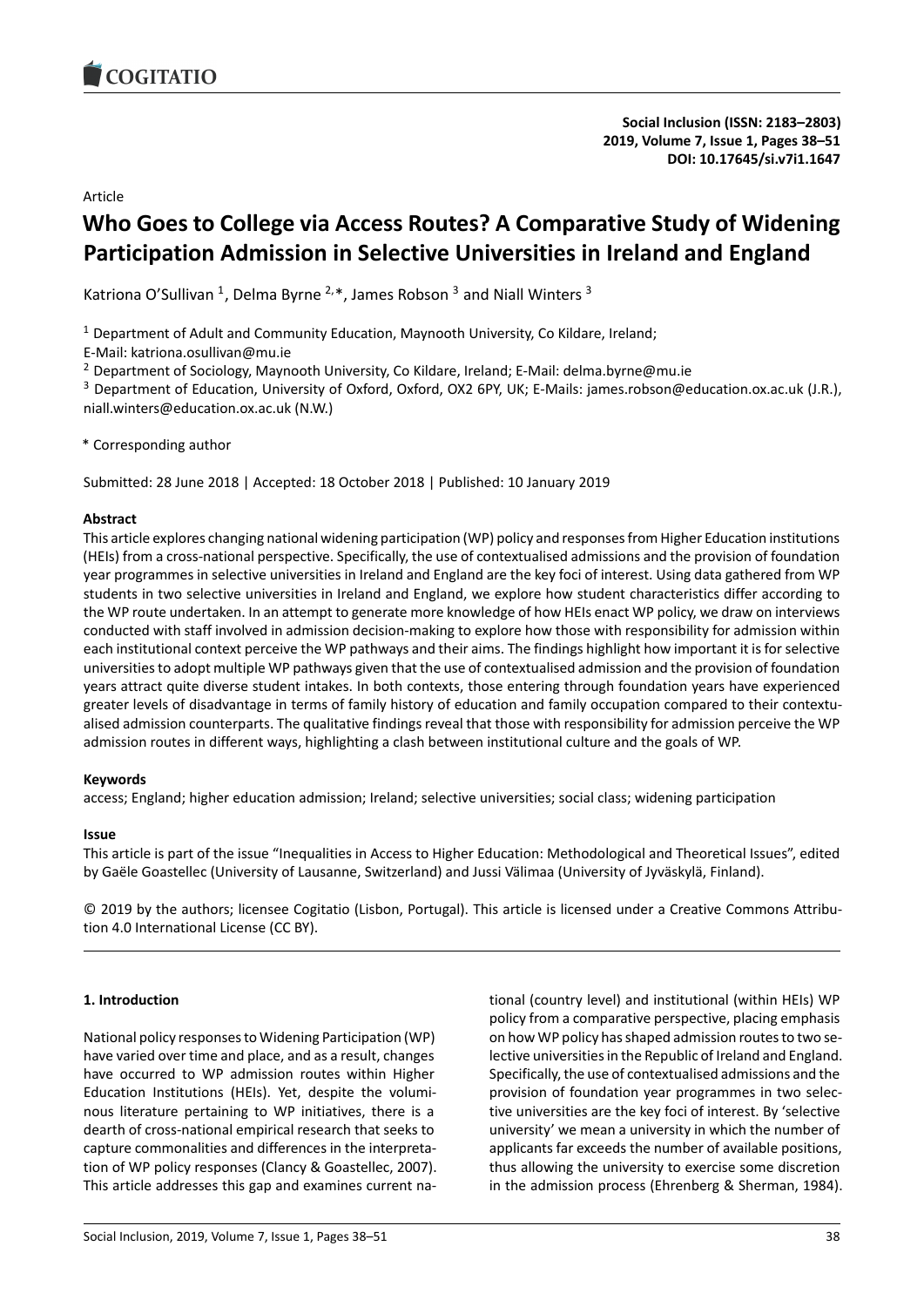Article

# Who Goes to College via Access Routes? A Comparative Study of Widening Participation Admission in Selective Universities in Ireland and England

Katriona O'Sullivan [1], Delma Byrne [2,*], James Robson [3] and Niall Winters [3]

[1] Department of Adult and Community Education, Maynooth University, Co Kildare, Ireland; E-Mail: katriona.osullivan@mu.ie

[2] Department of Sociology, Maynooth University, Co Kildare, Ireland; E-Mail: delma.byrne@mu.ie

[3] Department of Education, University of Oxford, Oxford, OX2 6PY, UK; E-Mails: james.robson@education.ox.ac.uk (J.R.), niall.winters@education.ox.ac.uk (N.W.)

* Corresponding author

Submitted: 28 June 2018 | Accepted: 18 October 2018 | Published: 10 January 2019

**Abstract**

This article explores changing national widening participation (WP) policy and responses from Higher Education institutions (HEIs) from a cross-national perspective. Specifically, the use of contextualised admissions and the provision of foundation year programmes in selective universities in Ireland and England are the key foci of interest. Using data gathered from WP students in two selective universities in Ireland and England, we explore how student characteristics differ according to the WP route undertaken. In an attempt to generate more knowledge of how HEIs enact WP policy, we draw on interviews conducted with staff involved in admission decision-making to explore how those with responsibility for admission within each institutional context perceive the WP pathways and their aims. The findings highlight how important it is for selective universities to adopt multiple WP pathways given that the use of contextualised admission and the provision of foundation years attract quite diverse student intakes. In both contexts, those entering through foundation years have experienced greater levels of disadvantage in terms of family history of education and family occupation compared to their contextualised admission counterparts. The qualitative findings reveal that those with responsibility for admission perceive the WP admission routes in different ways, highlighting a clash between institutional culture and the goals of WP.

**Keywords**

access; England; higher education admission; Ireland; selective universities; social class; widening participation

**Issue**

This article is part of the issue "Inequalities in Access to Higher Education: Methodological and Theoretical Issues", edited by Gaële Goastellec (University of Lausanne, Switzerland) and Jussi Välimaa (University of Jyväskylä, Finland).

© 2019 by the authors; licensee Cogitatio (Lisbon, Portugal). This article is licensed under a Creative Commons Attribution 4.0 International License (CC BY).

## 1. Introduction

National policy responses to Widening Participation (WP) have varied over time and place, and as a result, changes have occurred to WP admission routes within Higher Education Institutions (HEIs). Yet, despite the voluminous literature pertaining to WP initiatives, there is a dearth of cross-national empirical research that seeks to capture commonalities and differences in the interpretation of WP policy responses (Clancy & Goastellec, 2007). This article addresses this gap and examines current national (country level) and institutional (within HEIs) WP policy from a comparative perspective, placing emphasis on how WP policy has shaped admission routes to two selective universities in the Republic of Ireland and England. Specifically, the use of contextualised admissions and the provision of foundation year programmes in two selective universities are the key foci of interest. By 'selective university' we mean a university in which the number of applicants far exceeds the number of available positions, thus allowing the university to exercise some discretion in the admission process (Ehrenberg & Sherman, 1984).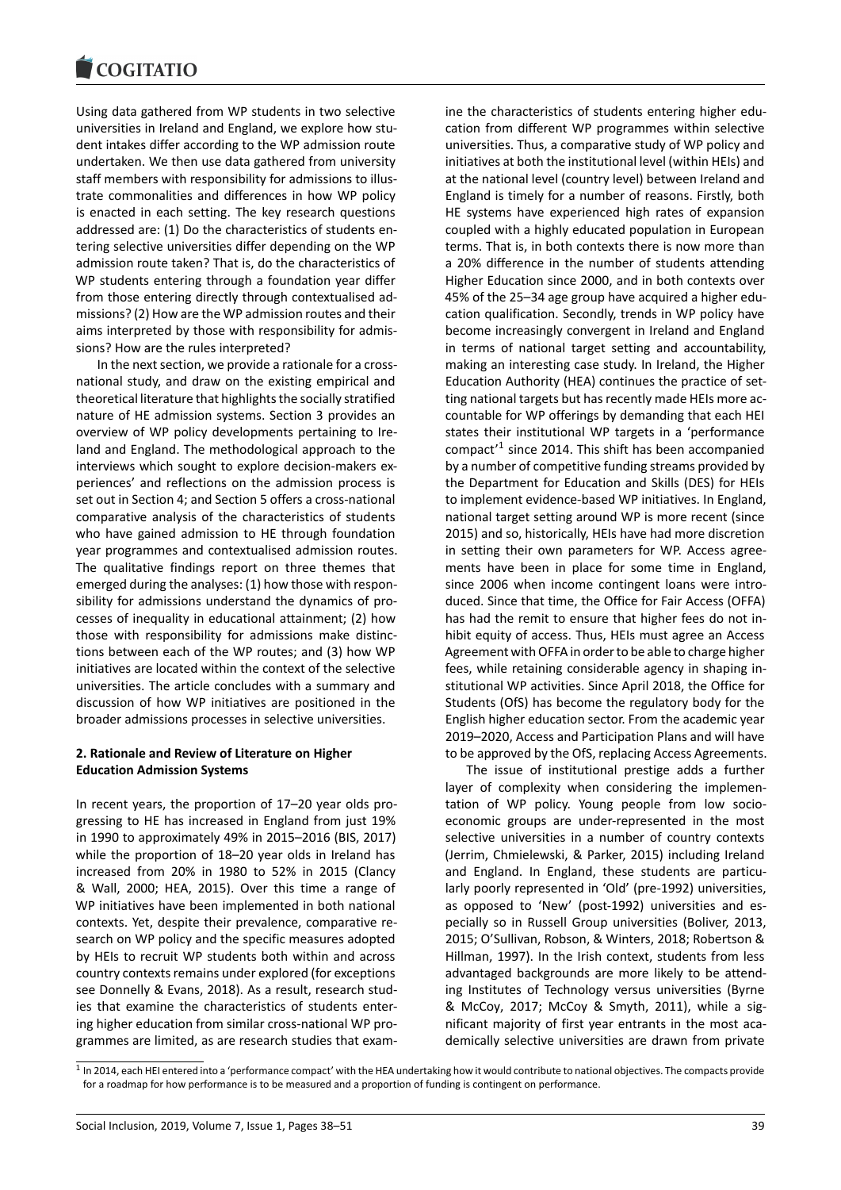Using data gathered from WP students in two selective universities in Ireland and England, we explore how student intakes differ according to the WP admission route undertaken. We then use data gathered from university staff members with responsibility for admissions to illustrate commonalities and differences in how WP policy is enacted in each setting. The key research questions addressed are: (1) Do the characteristics of students entering selective universities differ depending on the WP admission route taken? That is, do the characteristics of WP students entering through a foundation year differ from those entering directly through contextualised admissions? (2) How are the WP admission routes and their aims interpreted by those with responsibility for admissions? How are the rules interpreted?

In the next section, we provide a rationale for a cross-national study, and draw on the existing empirical and theoretical literature that highlights the socially stratified nature of HE admission systems. Section 3 provides an overview of WP policy developments pertaining to Ireland and England. The methodological approach to the interviews which sought to explore decision-makers experiences' and reflections on the admission process is set out in Section 4; and Section 5 offers a cross-national comparative analysis of the characteristics of students who have gained admission to HE through foundation year programmes and contextualised admission routes. The qualitative findings report on three themes that emerged during the analyses: (1) how those with responsibility for admissions understand the dynamics of processes of inequality in educational attainment; (2) how those with responsibility for admissions make distinctions between each of the WP routes; and (3) how WP initiatives are located within the context of the selective universities. The article concludes with a summary and discussion of how WP initiatives are positioned in the broader admissions processes in selective universities.

## 2. Rationale and Review of Literature on Higher Education Admission Systems

In recent years, the proportion of 17–20 year olds progressing to HE has increased in England from just 19% in 1990 to approximately 49% in 2015–2016 (BIS, 2017) while the proportion of 18–20 year olds in Ireland has increased from 20% in 1980 to 52% in 2015 (Clancy & Wall, 2000; HEA, 2015). Over this time a range of WP initiatives have been implemented in both national contexts. Yet, despite their prevalence, comparative research on WP policy and the specific measures adopted by HEIs to recruit WP students both within and across country contexts remains under explored (for exceptions see Donnelly & Evans, 2018). As a result, research studies that examine the characteristics of students entering higher education from similar cross-national WP programmes are limited, as are research studies that examine the characteristics of students entering higher education from different WP programmes within selective universities. Thus, a comparative study of WP policy and initiatives at both the institutional level (within HEIs) and at the national level (country level) between Ireland and England is timely for a number of reasons. Firstly, both HE systems have experienced high rates of expansion coupled with a highly educated population in European terms. That is, in both contexts there is now more than a 20% difference in the number of students attending Higher Education since 2000, and in both contexts over 45% of the 25–34 age group have acquired a higher education qualification. Secondly, trends in WP policy have become increasingly convergent in Ireland and England in terms of national target setting and accountability, making an interesting case study. In Ireland, the Higher Education Authority (HEA) continues the practice of setting national targets but has recently made HEIs more accountable for WP offerings by demanding that each HEI states their institutional WP targets in a 'performance compact'[1] since 2014. This shift has been accompanied by a number of competitive funding streams provided by the Department for Education and Skills (DES) for HEIs to implement evidence-based WP initiatives. In England, national target setting around WP is more recent (since 2015) and so, historically, HEIs have had more discretion in setting their own parameters for WP. Access agreements have been in place for some time in England, since 2006 when income contingent loans were introduced. Since that time, the Office for Fair Access (OFFA) has had the remit to ensure that higher fees do not inhibit equity of access. Thus, HEIs must agree an Access Agreement with OFFA in order to be able to charge higher fees, while retaining considerable agency in shaping institutional WP activities. Since April 2018, the Office for Students (OfS) has become the regulatory body for the English higher education sector. From the academic year 2019–2020, Access and Participation Plans and will have to be approved by the OfS, replacing Access Agreements.

The issue of institutional prestige adds a further layer of complexity when considering the implementation of WP policy. Young people from low socio-economic groups are under-represented in the most selective universities in a number of country contexts (Jerrim, Chmielewski, & Parker, 2015) including Ireland and England. In England, these students are particularly poorly represented in 'Old' (pre-1992) universities, as opposed to 'New' (post-1992) universities and especially so in Russell Group universities (Boliver, 2013, 2015; O'Sullivan, Robson, & Winters, 2018; Robertson & Hillman, 1997). In the Irish context, students from less advantaged backgrounds are more likely to be attending Institutes of Technology versus universities (Byrne & McCoy, 2017; McCoy & Smyth, 2011), while a significant majority of first year entrants in the most academically selective universities are drawn from private

[1] In 2014, each HEI entered into a 'performance compact' with the HEA undertaking how it would contribute to national objectives. The compacts provide for a roadmap for how performance is to be measured and a proportion of funding is contingent on performance.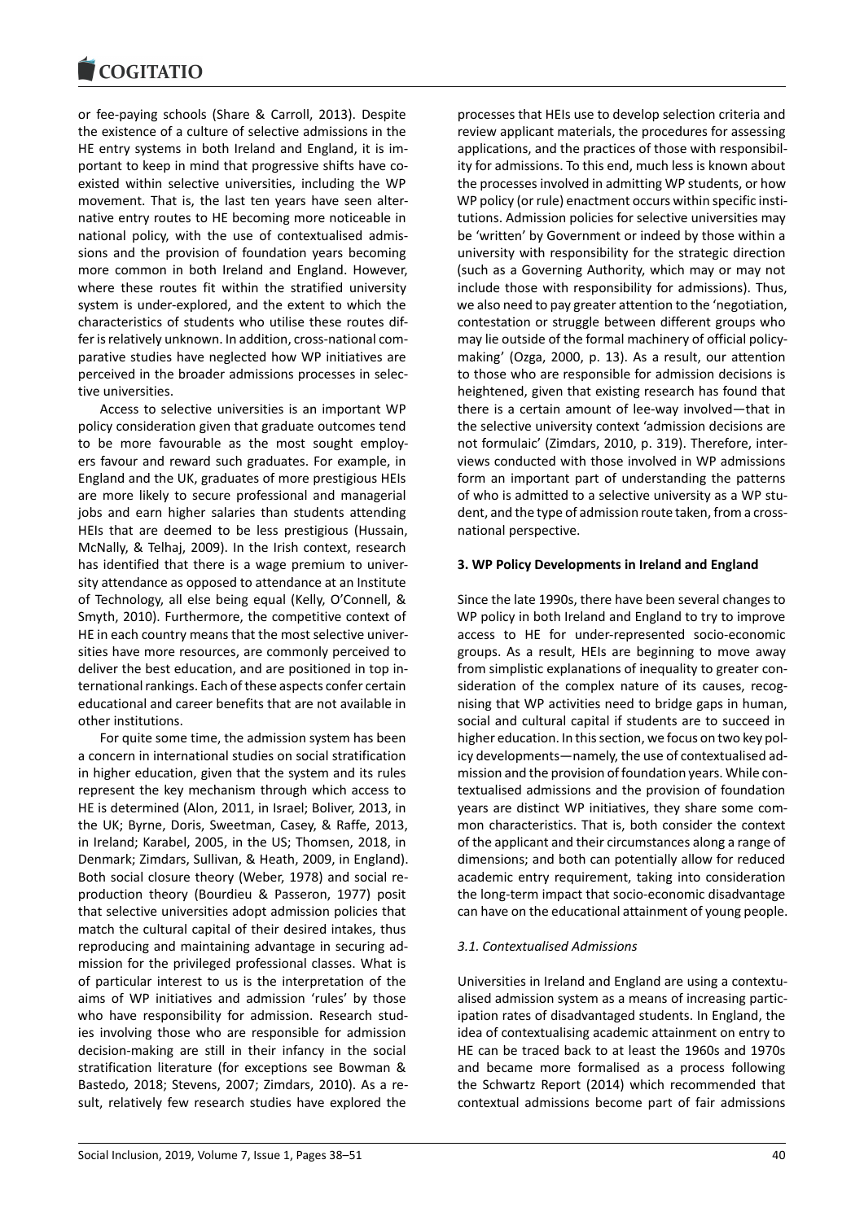or fee-paying schools (Share & Carroll, 2013). Despite the existence of a culture of selective admissions in the HE entry systems in both Ireland and England, it is important to keep in mind that progressive shifts have co-existed within selective universities, including the WP movement. That is, the last ten years have seen alternative entry routes to HE becoming more noticeable in national policy, with the use of contextualised admissions and the provision of foundation years becoming more common in both Ireland and England. However, where these routes fit within the stratified university system is under-explored, and the extent to which the characteristics of students who utilise these routes differ is relatively unknown. In addition, cross-national comparative studies have neglected how WP initiatives are perceived in the broader admissions processes in selective universities.

Access to selective universities is an important WP policy consideration given that graduate outcomes tend to be more favourable as the most sought employers favour and reward such graduates. For example, in England and the UK, graduates of more prestigious HEIs are more likely to secure professional and managerial jobs and earn higher salaries than students attending HEIs that are deemed to be less prestigious (Hussain, McNally, & Telhaj, 2009). In the Irish context, research has identified that there is a wage premium to university attendance as opposed to attendance at an Institute of Technology, all else being equal (Kelly, O'Connell, & Smyth, 2010). Furthermore, the competitive context of HE in each country means that the most selective universities have more resources, are commonly perceived to deliver the best education, and are positioned in top international rankings. Each of these aspects confer certain educational and career benefits that are not available in other institutions.

For quite some time, the admission system has been a concern in international studies on social stratification in higher education, given that the system and its rules represent the key mechanism through which access to HE is determined (Alon, 2011, in Israel; Boliver, 2013, in the UK; Byrne, Doris, Sweetman, Casey, & Raffe, 2013, in Ireland; Karabel, 2005, in the US; Thomsen, 2018, in Denmark; Zimdars, Sullivan, & Heath, 2009, in England). Both social closure theory (Weber, 1978) and social reproduction theory (Bourdieu & Passeron, 1977) posit that selective universities adopt admission policies that match the cultural capital of their desired intakes, thus reproducing and maintaining advantage in securing admission for the privileged professional classes. What is of particular interest to us is the interpretation of the aims of WP initiatives and admission 'rules' by those who have responsibility for admission. Research studies involving those who are responsible for admission decision-making are still in their infancy in the social stratification literature (for exceptions see Bowman & Bastedo, 2018; Stevens, 2007; Zimdars, 2010). As a result, relatively few research studies have explored the processes that HEIs use to develop selection criteria and review applicant materials, the procedures for assessing applications, and the practices of those with responsibility for admissions. To this end, much less is known about the processes involved in admitting WP students, or how WP policy (or rule) enactment occurs within specific institutions. Admission policies for selective universities may be 'written' by Government or indeed by those within a university with responsibility for the strategic direction (such as a Governing Authority, which may or may not include those with responsibility for admissions). Thus, we also need to pay greater attention to the 'negotiation, contestation or struggle between different groups who may lie outside of the formal machinery of official policy-making' (Ozga, 2000, p. 13). As a result, our attention to those who are responsible for admission decisions is heightened, given that existing research has found that there is a certain amount of lee-way involved—that in the selective university context 'admission decisions are not formulaic' (Zimdars, 2010, p. 319). Therefore, interviews conducted with those involved in WP admissions form an important part of understanding the patterns of who is admitted to a selective university as a WP student, and the type of admission route taken, from a cross-national perspective.

## 3. WP Policy Developments in Ireland and England

Since the late 1990s, there have been several changes to WP policy in both Ireland and England to try to improve access to HE for under-represented socio-economic groups. As a result, HEIs are beginning to move away from simplistic explanations of inequality to greater consideration of the complex nature of its causes, recognising that WP activities need to bridge gaps in human, social and cultural capital if students are to succeed in higher education. In this section, we focus on two key policy developments—namely, the use of contextualised admission and the provision of foundation years. While contextualised admissions and the provision of foundation years are distinct WP initiatives, they share some common characteristics. That is, both consider the context of the applicant and their circumstances along a range of dimensions; and both can potentially allow for reduced academic entry requirement, taking into consideration the long-term impact that socio-economic disadvantage can have on the educational attainment of young people.

### *3.1. Contextualised Admissions*

Universities in Ireland and England are using a contextualised admission system as a means of increasing participation rates of disadvantaged students. In England, the idea of contextualising academic attainment on entry to HE can be traced back to at least the 1960s and 1970s and became more formalised as a process following the Schwartz Report (2014) which recommended that contextual admissions become part of fair admissions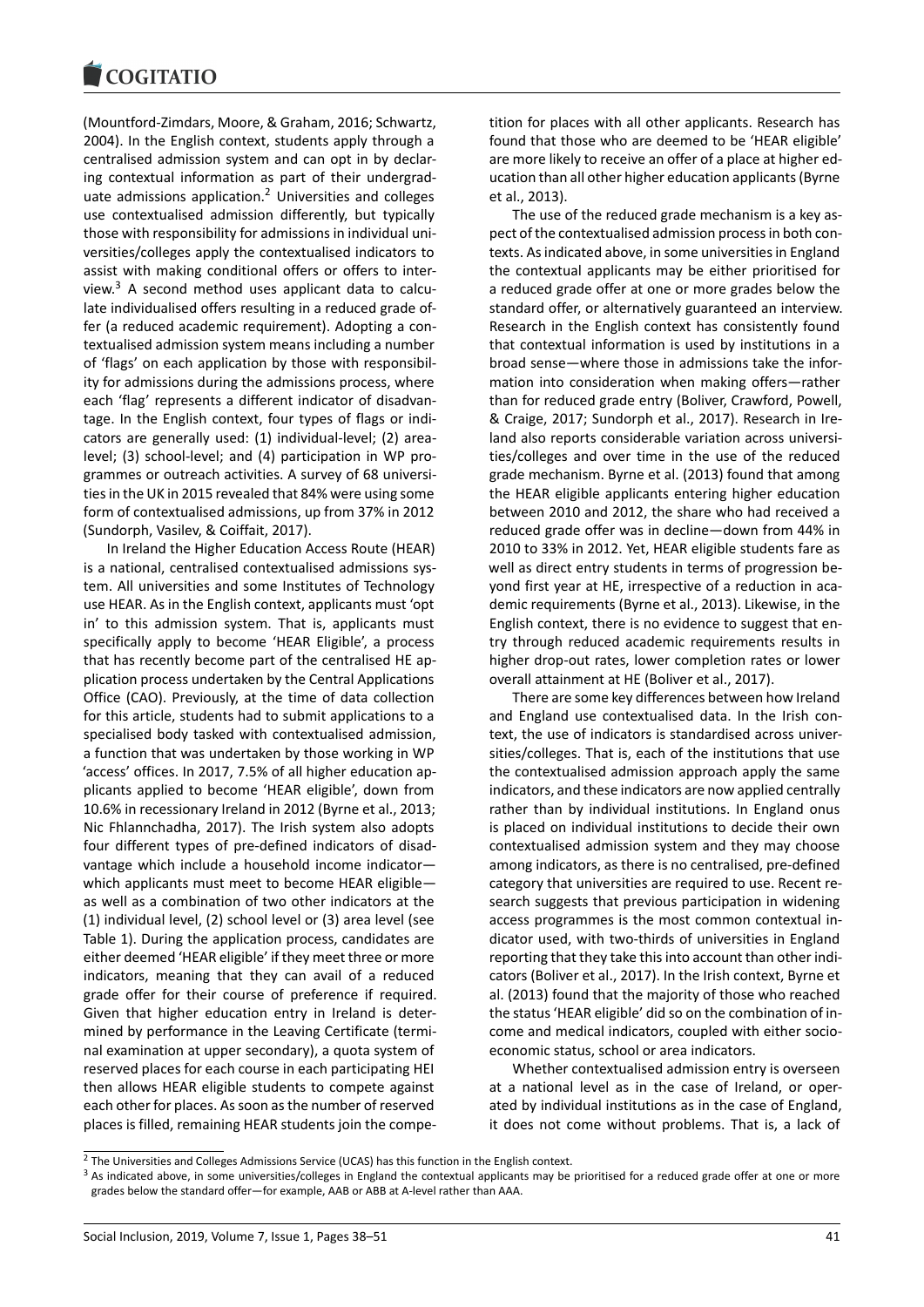(Mountford-Zimdars, Moore, & Graham, 2016; Schwartz, 2004). In the English context, students apply through a centralised admission system and can opt in by declaring contextual information as part of their undergraduate admissions application.[2] Universities and colleges use contextualised admission differently, but typically those with responsibility for admissions in individual universities/colleges apply the contextualised indicators to assist with making conditional offers or offers to interview.[3] A second method uses applicant data to calculate individualised offers resulting in a reduced grade offer (a reduced academic requirement). Adopting a contextualised admission system means including a number of 'flags' on each application by those with responsibility for admissions during the admissions process, where each 'flag' represents a different indicator of disadvantage. In the English context, four types of flags or indicators are generally used: (1) individual-level; (2) area-level; (3) school-level; and (4) participation in WP programmes or outreach activities. A survey of 68 universities in the UK in 2015 revealed that 84% were using some form of contextualised admissions, up from 37% in 2012 (Sundorph, Vasilev, & Coiffait, 2017).

In Ireland the Higher Education Access Route (HEAR) is a national, centralised contextualised admissions system. All universities and some Institutes of Technology use HEAR. As in the English context, applicants must 'opt in' to this admission system. That is, applicants must specifically apply to become 'HEAR Eligible', a process that has recently become part of the centralised HE application process undertaken by the Central Applications Office (CAO). Previously, at the time of data collection for this article, students had to submit applications to a specialised body tasked with contextualised admission, a function that was undertaken by those working in WP 'access' offices. In 2017, 7.5% of all higher education applicants applied to become 'HEAR eligible', down from 10.6% in recessionary Ireland in 2012 (Byrne et al., 2013; Nic Fhlannchadha, 2017). The Irish system also adopts four different types of pre-defined indicators of disadvantage which include a household income indicator—which applicants must meet to become HEAR eligible—as well as a combination of two other indicators at the (1) individual level, (2) school level or (3) area level (see Table 1). During the application process, candidates are either deemed 'HEAR eligible' if they meet three or more indicators, meaning that they can avail of a reduced grade offer for their course of preference if required. Given that higher education entry in Ireland is determined by performance in the Leaving Certificate (terminal examination at upper secondary), a quota system of reserved places for each course in each participating HEI then allows HEAR eligible students to compete against each other for places. As soon as the number of reserved places is filled, remaining HEAR students join the competition for places with all other applicants. Research has found that those who are deemed to be 'HEAR eligible' are more likely to receive an offer of a place at higher education than all other higher education applicants (Byrne et al., 2013).

The use of the reduced grade mechanism is a key aspect of the contextualised admission process in both contexts. As indicated above, in some universities in England the contextual applicants may be either prioritised for a reduced grade offer at one or more grades below the standard offer, or alternatively guaranteed an interview. Research in the English context has consistently found that contextual information is used by institutions in a broad sense—where those in admissions take the information into consideration when making offers—rather than for reduced grade entry (Boliver, Crawford, Powell, & Craige, 2017; Sundorph et al., 2017). Research in Ireland also reports considerable variation across universities/colleges and over time in the use of the reduced grade mechanism. Byrne et al. (2013) found that among the HEAR eligible applicants entering higher education between 2010 and 2012, the share who had received a reduced grade offer was in decline—down from 44% in 2010 to 33% in 2012. Yet, HEAR eligible students fare as well as direct entry students in terms of progression beyond first year at HE, irrespective of a reduction in academic requirements (Byrne et al., 2013). Likewise, in the English context, there is no evidence to suggest that entry through reduced academic requirements results in higher drop-out rates, lower completion rates or lower overall attainment at HE (Boliver et al., 2017).

There are some key differences between how Ireland and England use contextualised data. In the Irish context, the use of indicators is standardised across universities/colleges. That is, each of the institutions that use the contextualised admission approach apply the same indicators, and these indicators are now applied centrally rather than by individual institutions. In England onus is placed on individual institutions to decide their own contextualised admission system and they may choose among indicators, as there is no centralised, pre-defined category that universities are required to use. Recent research suggests that previous participation in widening access programmes is the most common contextual indicator used, with two-thirds of universities in England reporting that they take this into account than other indicators (Boliver et al., 2017). In the Irish context, Byrne et al. (2013) found that the majority of those who reached the status 'HEAR eligible' did so on the combination of income and medical indicators, coupled with either socioeconomic status, school or area indicators.

Whether contextualised admission entry is overseen at a national level as in the case of Ireland, or operated by individual institutions as in the case of England, it does not come without problems. That is, a lack of

[2] The Universities and Colleges Admissions Service (UCAS) has this function in the English context.

[3] As indicated above, in some universities/colleges in England the contextual applicants may be prioritised for a reduced grade offer at one or more grades below the standard offer—for example, AAB or ABB at A-level rather than AAA.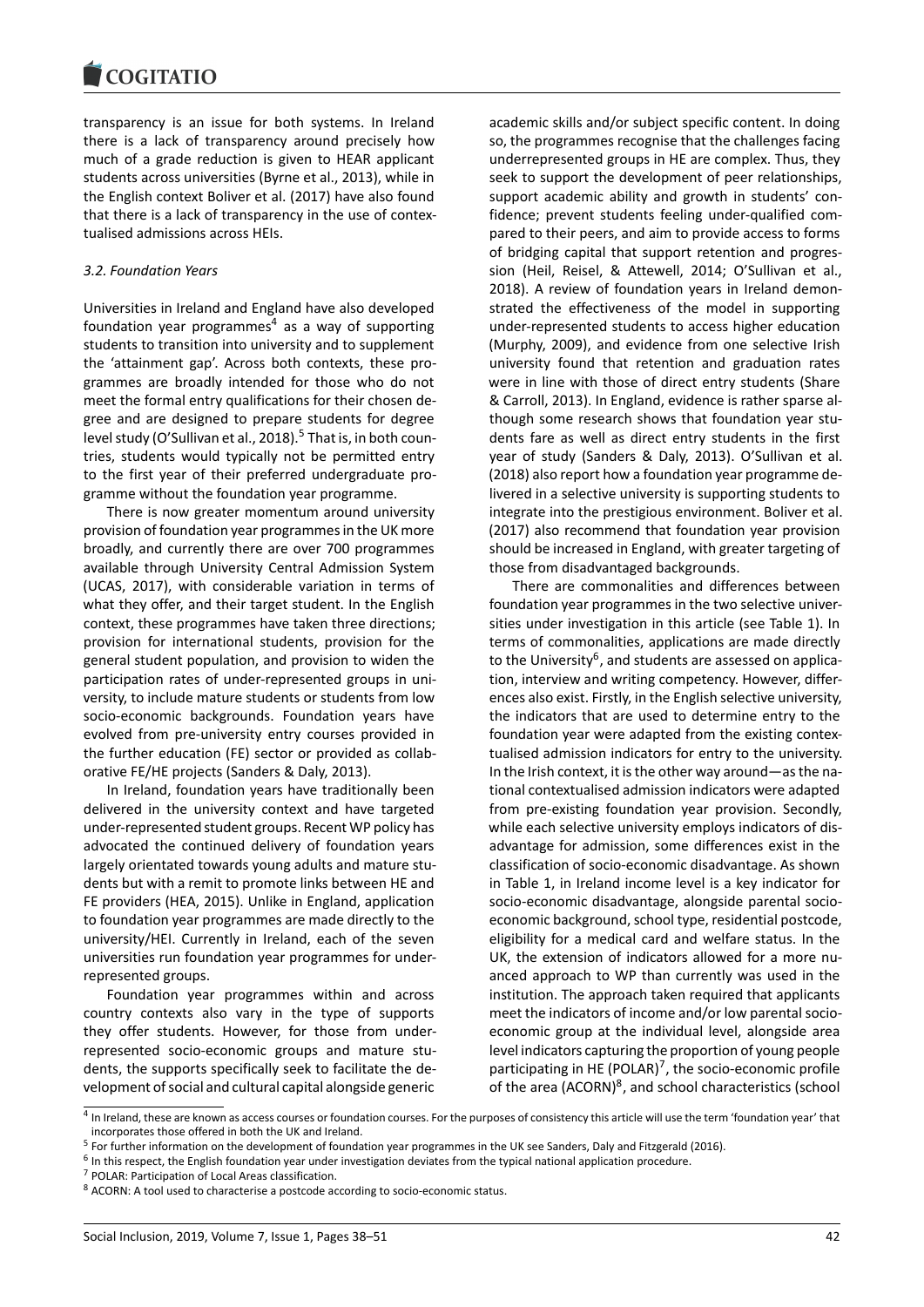transparency is an issue for both systems. In Ireland there is a lack of transparency around precisely how much of a grade reduction is given to HEAR applicant students across universities (Byrne et al., 2013), while in the English context Boliver et al. (2017) have also found that there is a lack of transparency in the use of contextualised admissions across HEIs.

### *3.2. Foundation Years*

Universities in Ireland and England have also developed foundation year programmes[4] as a way of supporting students to transition into university and to supplement the 'attainment gap'. Across both contexts, these programmes are broadly intended for those who do not meet the formal entry qualifications for their chosen degree and are designed to prepare students for degree level study (O'Sullivan et al., 2018).[5] That is, in both countries, students would typically not be permitted entry to the first year of their preferred undergraduate programme without the foundation year programme.

There is now greater momentum around university provision of foundation year programmes in the UK more broadly, and currently there are over 700 programmes available through University Central Admission System (UCAS, 2017), with considerable variation in terms of what they offer, and their target student. In the English context, these programmes have taken three directions; provision for international students, provision for the general student population, and provision to widen the participation rates of under-represented groups in university, to include mature students or students from low socio-economic backgrounds. Foundation years have evolved from pre-university entry courses provided in the further education (FE) sector or provided as collaborative FE/HE projects (Sanders & Daly, 2013).

In Ireland, foundation years have traditionally been delivered in the university context and have targeted under-represented student groups. Recent WP policy has advocated the continued delivery of foundation years largely orientated towards young adults and mature students but with a remit to promote links between HE and FE providers (HEA, 2015). Unlike in England, application to foundation year programmes are made directly to the university/HEI. Currently in Ireland, each of the seven universities run foundation year programmes for under-represented groups.

Foundation year programmes within and across country contexts also vary in the type of supports they offer students. However, for those from under-represented socio-economic groups and mature students, the supports specifically seek to facilitate the development of social and cultural capital alongside generic academic skills and/or subject specific content. In doing so, the programmes recognise that the challenges facing underrepresented groups in HE are complex. Thus, they seek to support the development of peer relationships, support academic ability and growth in students' confidence; prevent students feeling under-qualified compared to their peers, and aim to provide access to forms of bridging capital that support retention and progression (Heil, Reisel, & Attewell, 2014; O'Sullivan et al., 2018). A review of foundation years in Ireland demonstrated the effectiveness of the model in supporting under-represented students to access higher education (Murphy, 2009), and evidence from one selective Irish university found that retention and graduation rates were in line with those of direct entry students (Share & Carroll, 2013). In England, evidence is rather sparse although some research shows that foundation year students fare as well as direct entry students in the first year of study (Sanders & Daly, 2013). O'Sullivan et al. (2018) also report how a foundation year programme delivered in a selective university is supporting students to integrate into the prestigious environment. Boliver et al. (2017) also recommend that foundation year provision should be increased in England, with greater targeting of those from disadvantaged backgrounds.

There are commonalities and differences between foundation year programmes in the two selective universities under investigation in this article (see Table 1). In terms of commonalities, applications are made directly to the University[6], and students are assessed on application, interview and writing competency. However, differences also exist. Firstly, in the English selective university, the indicators that are used to determine entry to the foundation year were adapted from the existing contextualised admission indicators for entry to the university. In the Irish context, it is the other way around—as the national contextualised admission indicators were adapted from pre-existing foundation year provision. Secondly, while each selective university employs indicators of disadvantage for admission, some differences exist in the classification of socio-economic disadvantage. As shown in Table 1, in Ireland income level is a key indicator for socio-economic disadvantage, alongside parental socio-economic background, school type, residential postcode, eligibility for a medical card and welfare status. In the UK, the extension of indicators allowed for a more nuanced approach to WP than currently was used in the institution. The approach taken required that applicants meet the indicators of income and/or low parental socio-economic group at the individual level, alongside area level indicators capturing the proportion of young people participating in HE (POLAR)[7], the socio-economic profile of the area (ACORN)[8], and school characteristics (school

---

[4] In Ireland, these are known as access courses or foundation courses. For the purposes of consistency this article will use the term 'foundation year' that incorporates those offered in both the UK and Ireland.

[5] For further information on the development of foundation year programmes in the UK see Sanders, Daly and Fitzgerald (2016).

[6] In this respect, the English foundation year under investigation deviates from the typical national application procedure.

[7] POLAR: Participation of Local Areas classification.

[8] ACORN: A tool used to characterise a postcode according to socio-economic status.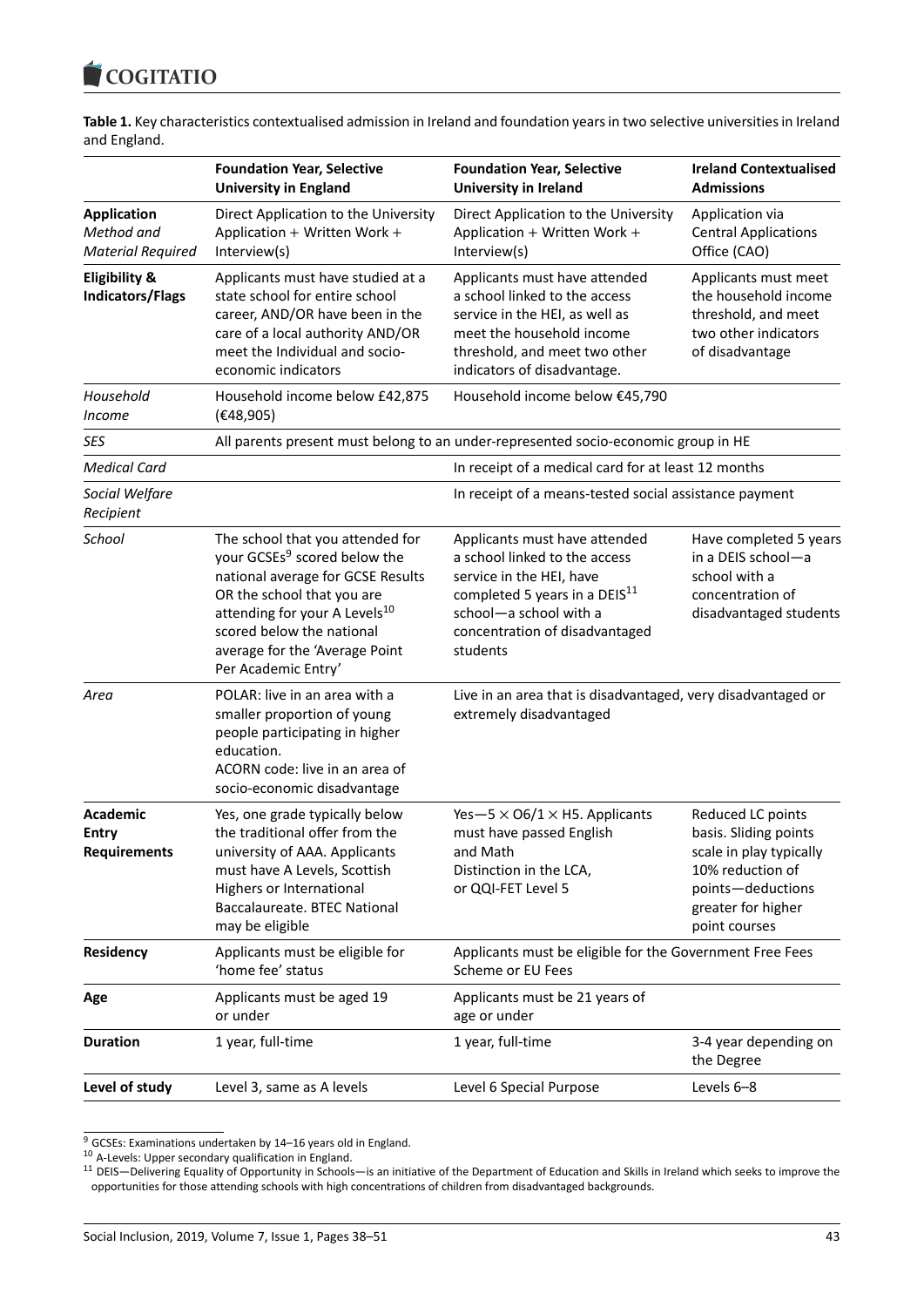**Table 1.** Key characteristics contextualised admission in Ireland and foundation years in two selective universities in Ireland and England.

| | **Foundation Year, Selective University in England** | **Foundation Year, Selective University in Ireland** | **Ireland Contextualised Admissions** |
|---|---|---|---|
| **Application** *Method and Material Required* | Direct Application to the University Application + Written Work + Interview(s) | Direct Application to the University Application + Written Work + Interview(s) | Application via Central Applications Office (CAO) |
| **Eligibility & Indicators/Flags** | Applicants must have studied at a state school for entire school career, AND/OR have been in the care of a local authority AND/OR meet the Individual and socio-economic indicators | Applicants must have attended a school linked to the access service in the HEI, as well as meet the household income threshold, and meet two other indicators of disadvantage. | Applicants must meet the household income threshold, and meet two other indicators of disadvantage |
| *Household Income* | Household income below £42,875 (€48,905) | Household income below €45,790 | |
| *SES* | All parents present must belong to an under-represented socio-economic group in HE | | |
| *Medical Card* | | In receipt of a medical card for at least 12 months | |
| *Social Welfare Recipient* | | In receipt of a means-tested social assistance payment | |
| *School* | The school that you attended for your GCSEs[9] scored below the national average for GCSE Results OR the school that you are attending for your A Levels[10] scored below the national average for the 'Average Point Per Academic Entry' | Applicants must have attended a school linked to the access service in the HEI, have completed 5 years in a DEIS[11] school—a school with a concentration of disadvantaged students | Have completed 5 years in a DEIS school—a school with a concentration of disadvantaged students |
| *Area* | POLAR: live in an area with a smaller proportion of young people participating in higher education. ACORN code: live in an area of socio-economic disadvantage | Live in an area that is disadvantaged, very disadvantaged or extremely disadvantaged | |
| **Academic Entry Requirements** | Yes, one grade typically below the traditional offer from the university of AAA. Applicants must have A Levels, Scottish Highers or International Baccalaureate. BTEC National may be eligible | Yes—5 × O6/1 × H5. Applicants must have passed English and Math Distinction in the LCA, or QQI-FET Level 5 | Reduced LC points basis. Sliding points scale in play typically 10% reduction of points—deductions greater for higher point courses |
| **Residency** | Applicants must be eligible for 'home fee' status | Applicants must be eligible for the Government Free Fees Scheme or EU Fees | |
| **Age** | Applicants must be aged 19 or under | Applicants must be 21 years of age or under | |
| **Duration** | 1 year, full-time | 1 year, full-time | 3-4 year depending on the Degree |
| **Level of study** | Level 3, same as A levels | Level 6 Special Purpose | Levels 6–8 |

[9] GCSEs: Examinations undertaken by 14–16 years old in England.

[10] A-Levels: Upper secondary qualification in England.

[11] DEIS—Delivering Equality of Opportunity in Schools—is an initiative of the Department of Education and Skills in Ireland which seeks to improve the opportunities for those attending schools with high concentrations of children from disadvantaged backgrounds.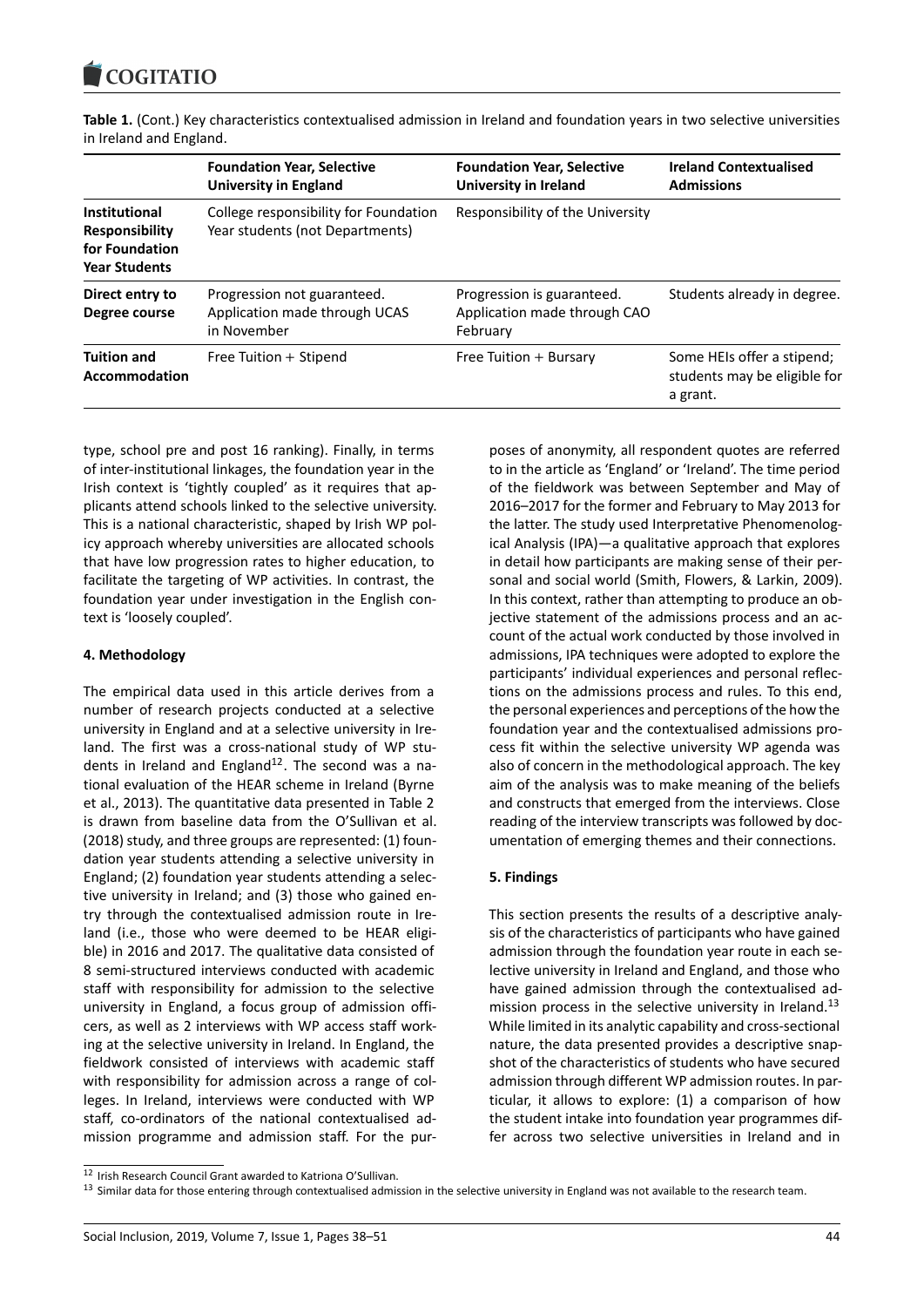**Table 1.** (Cont.) Key characteristics contextualised admission in Ireland and foundation years in two selective universities in Ireland and England.

| | Foundation Year, Selective University in England | Foundation Year, Selective University in Ireland | Ireland Contextualised Admissions |
|---|---|---|---|
| **Institutional Responsibility for Foundation Year Students** | College responsibility for Foundation Year students (not Departments) | Responsibility of the University | |
| **Direct entry to Degree course** | Progression not guaranteed. Application made through UCAS in November | Progression is guaranteed. Application made through CAO February | Students already in degree. |
| **Tuition and Accommodation** | Free Tuition + Stipend | Free Tuition + Bursary | Some HEIs offer a stipend; students may be eligible for a grant. |

type, school pre and post 16 ranking). Finally, in terms of inter-institutional linkages, the foundation year in the Irish context is 'tightly coupled' as it requires that applicants attend schools linked to the selective university. This is a national characteristic, shaped by Irish WP policy approach whereby universities are allocated schools that have low progression rates to higher education, to facilitate the targeting of WP activities. In contrast, the foundation year under investigation in the English context is 'loosely coupled'.

## 4. Methodology

The empirical data used in this article derives from a number of research projects conducted at a selective university in England and at a selective university in Ireland. The first was a cross-national study of WP students in Ireland and England[12]. The second was a national evaluation of the HEAR scheme in Ireland (Byrne et al., 2013). The quantitative data presented in Table 2 is drawn from baseline data from the O'Sullivan et al. (2018) study, and three groups are represented: (1) foundation year students attending a selective university in England; (2) foundation year students attending a selective university in Ireland; and (3) those who gained entry through the contextualised admission route in Ireland (i.e., those who were deemed to be HEAR eligible) in 2016 and 2017. The qualitative data consisted of 8 semi-structured interviews conducted with academic staff with responsibility for admission to the selective university in England, a focus group of admission officers, as well as 2 interviews with WP access staff working at the selective university in Ireland. In England, the fieldwork consisted of interviews with academic staff with responsibility for admission across a range of colleges. In Ireland, interviews were conducted with WP staff, co-ordinators of the national contextualised admission programme and admission staff. For the purposes of anonymity, all respondent quotes are referred to in the article as 'England' or 'Ireland'. The time period of the fieldwork was between September and May of 2016–2017 for the former and February to May 2013 for the latter. The study used Interpretative Phenomenological Analysis (IPA)—a qualitative approach that explores in detail how participants are making sense of their personal and social world (Smith, Flowers, & Larkin, 2009). In this context, rather than attempting to produce an objective statement of the admissions process and an account of the actual work conducted by those involved in admissions, IPA techniques were adopted to explore the participants' individual experiences and personal reflections on the admissions process and rules. To this end, the personal experiences and perceptions of the how the foundation year and the contextualised admissions process fit within the selective university WP agenda was also of concern in the methodological approach. The key aim of the analysis was to make meaning of the beliefs and constructs that emerged from the interviews. Close reading of the interview transcripts was followed by documentation of emerging themes and their connections.

## 5. Findings

This section presents the results of a descriptive analysis of the characteristics of participants who have gained admission through the foundation year route in each selective university in Ireland and England, and those who have gained admission through the contextualised admission process in the selective university in Ireland.[13] While limited in its analytic capability and cross-sectional nature, the data presented provides a descriptive snapshot of the characteristics of students who have secured admission through different WP admission routes. In particular, it allows to explore: (1) a comparison of how the student intake into foundation year programmes differ across two selective universities in Ireland and in

[12] Irish Research Council Grant awarded to Katriona O'Sullivan.

[13] Similar data for those entering through contextualised admission in the selective university in England was not available to the research team.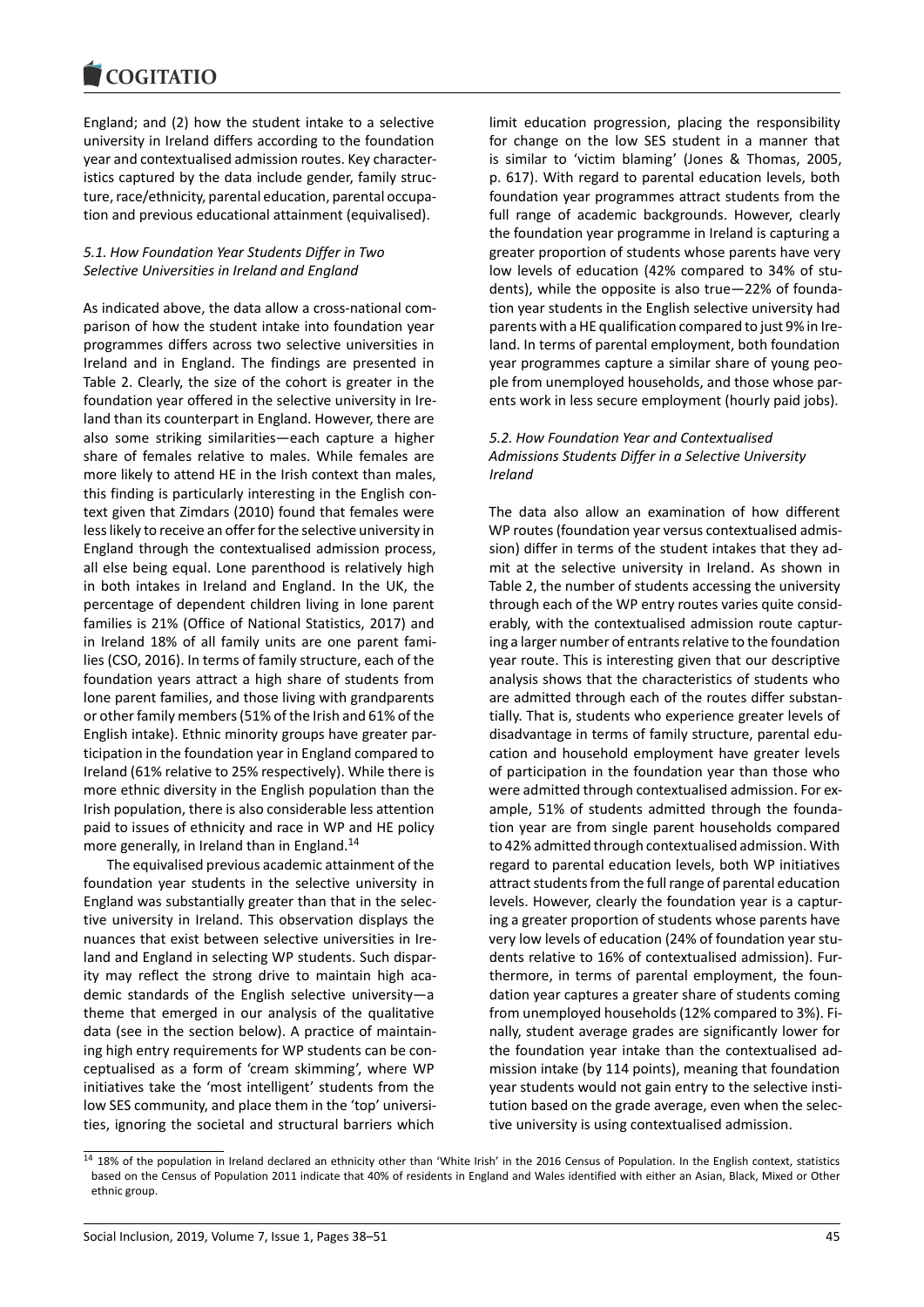England; and (2) how the student intake to a selective university in Ireland differs according to the foundation year and contextualised admission routes. Key characteristics captured by the data include gender, family structure, race/ethnicity, parental education, parental occupation and previous educational attainment (equivalised).

### *5.1. How Foundation Year Students Differ in Two Selective Universities in Ireland and England*

As indicated above, the data allow a cross-national comparison of how the student intake into foundation year programmes differs across two selective universities in Ireland and in England. The findings are presented in Table 2. Clearly, the size of the cohort is greater in the foundation year offered in the selective university in Ireland than its counterpart in England. However, there are also some striking similarities—each capture a higher share of females relative to males. While females are more likely to attend HE in the Irish context than males, this finding is particularly interesting in the English context given that Zimdars (2010) found that females were less likely to receive an offer for the selective university in England through the contextualised admission process, all else being equal. Lone parenthood is relatively high in both intakes in Ireland and England. In the UK, the percentage of dependent children living in lone parent families is 21% (Office of National Statistics, 2017) and in Ireland 18% of all family units are one parent families (CSO, 2016). In terms of family structure, each of the foundation years attract a high share of students from lone parent families, and those living with grandparents or other family members (51% of the Irish and 61% of the English intake). Ethnic minority groups have greater participation in the foundation year in England compared to Ireland (61% relative to 25% respectively). While there is more ethnic diversity in the English population than the Irish population, there is also considerable less attention paid to issues of ethnicity and race in WP and HE policy more generally, in Ireland than in England.[14]

The equivalised previous academic attainment of the foundation year students in the selective university in England was substantially greater than that in the selective university in Ireland. This observation displays the nuances that exist between selective universities in Ireland and England in selecting WP students. Such disparity may reflect the strong drive to maintain high academic standards of the English selective university—a theme that emerged in our analysis of the qualitative data (see in the section below). A practice of maintaining high entry requirements for WP students can be conceptualised as a form of 'cream skimming', where WP initiatives take the 'most intelligent' students from the low SES community, and place them in the 'top' universities, ignoring the societal and structural barriers which limit education progression, placing the responsibility for change on the low SES student in a manner that is similar to 'victim blaming' (Jones & Thomas, 2005, p. 617). With regard to parental education levels, both foundation year programmes attract students from the full range of academic backgrounds. However, clearly the foundation year programme in Ireland is capturing a greater proportion of students whose parents have very low levels of education (42% compared to 34% of students), while the opposite is also true—22% of foundation year students in the English selective university had parents with a HE qualification compared to just 9% in Ireland. In terms of parental employment, both foundation year programmes capture a similar share of young people from unemployed households, and those whose parents work in less secure employment (hourly paid jobs).

### *5.2. How Foundation Year and Contextualised Admissions Students Differ in a Selective University Ireland*

The data also allow an examination of how different WP routes (foundation year versus contextualised admission) differ in terms of the student intakes that they admit at the selective university in Ireland. As shown in Table 2, the number of students accessing the university through each of the WP entry routes varies quite considerably, with the contextualised admission route capturing a larger number of entrants relative to the foundation year route. This is interesting given that our descriptive analysis shows that the characteristics of students who are admitted through each of the routes differ substantially. That is, students who experience greater levels of disadvantage in terms of family structure, parental education and household employment have greater levels of participation in the foundation year than those who were admitted through contextualised admission. For example, 51% of students admitted through the foundation year are from single parent households compared to 42% admitted through contextualised admission. With regard to parental education levels, both WP initiatives attract students from the full range of parental education levels. However, clearly the foundation year is a capturing a greater proportion of students whose parents have very low levels of education (24% of foundation year students relative to 16% of contextualised admission). Furthermore, in terms of parental employment, the foundation year captures a greater share of students coming from unemployed households (12% compared to 3%). Finally, student average grades are significantly lower for the foundation year intake than the contextualised admission intake (by 114 points), meaning that foundation year students would not gain entry to the selective institution based on the grade average, even when the selective university is using contextualised admission.

---

[14] 18% of the population in Ireland declared an ethnicity other than 'White Irish' in the 2016 Census of Population. In the English context, statistics based on the Census of Population 2011 indicate that 40% of residents in England and Wales identified with either an Asian, Black, Mixed or Other ethnic group.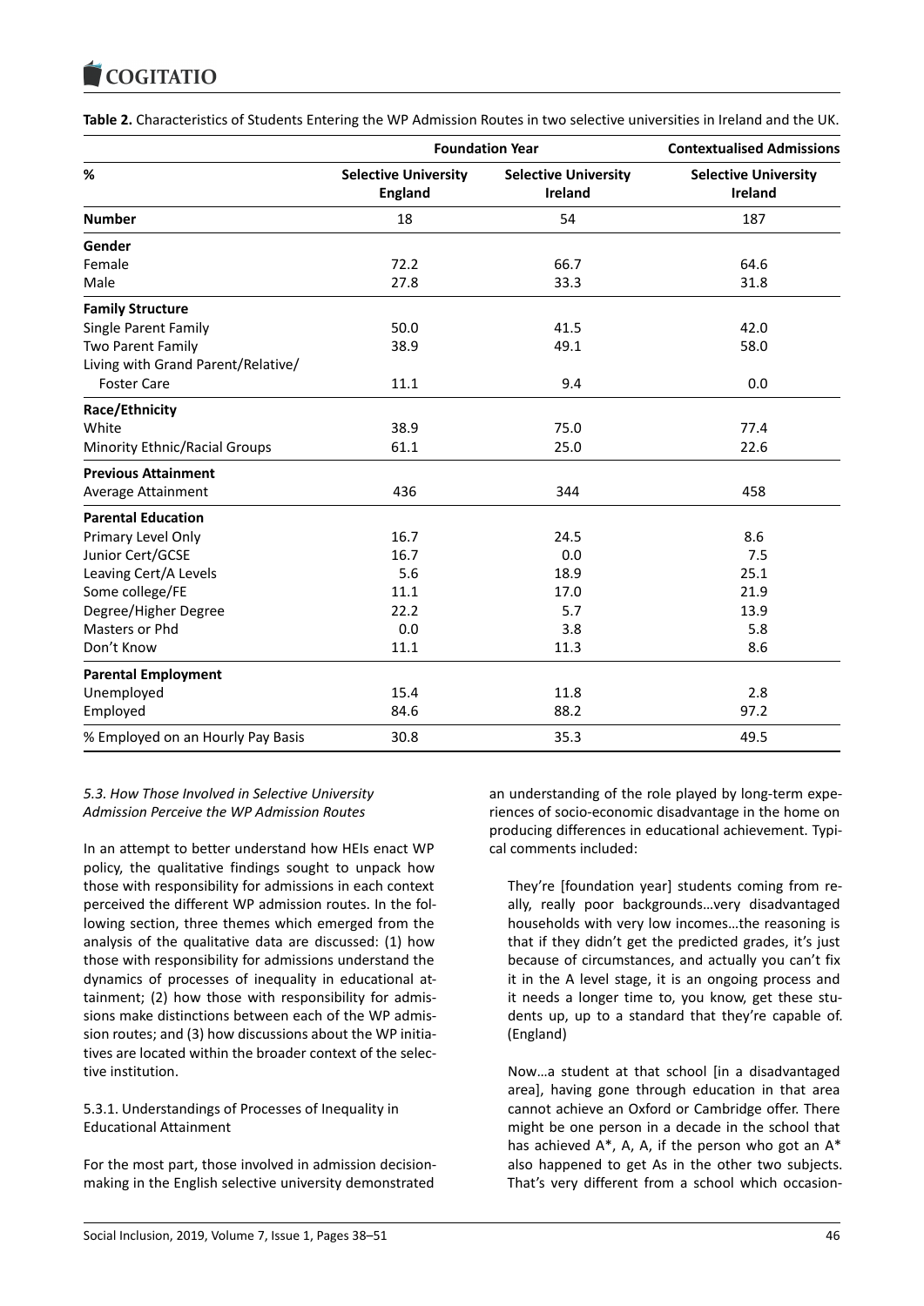**Table 2.** Characteristics of Students Entering the WP Admission Routes in two selective universities in Ireland and the UK.

| | Foundation Year | | Contextualised Admissions |
|---|---|---|---|
| % | Selective University England | Selective University Ireland | Selective University Ireland |
| **Number** | 18 | 54 | 187 |
| **Gender** | | | |
| Female | 72.2 | 66.7 | 64.6 |
| Male | 27.8 | 33.3 | 31.8 |
| **Family Structure** | | | |
| Single Parent Family | 50.0 | 41.5 | 42.0 |
| Two Parent Family | 38.9 | 49.1 | 58.0 |
| Living with Grand Parent/Relative/ Foster Care | 11.1 | 9.4 | 0.0 |
| **Race/Ethnicity** | | | |
| White | 38.9 | 75.0 | 77.4 |
| Minority Ethnic/Racial Groups | 61.1 | 25.0 | 22.6 |
| **Previous Attainment** | | | |
| Average Attainment | 436 | 344 | 458 |
| **Parental Education** | | | |
| Primary Level Only | 16.7 | 24.5 | 8.6 |
| Junior Cert/GCSE | 16.7 | 0.0 | 7.5 |
| Leaving Cert/A Levels | 5.6 | 18.9 | 25.1 |
| Some college/FE | 11.1 | 17.0 | 21.9 |
| Degree/Higher Degree | 22.2 | 5.7 | 13.9 |
| Masters or Phd | 0.0 | 3.8 | 5.8 |
| Don't Know | 11.1 | 11.3 | 8.6 |
| **Parental Employment** | | | |
| Unemployed | 15.4 | 11.8 | 2.8 |
| Employed | 84.6 | 88.2 | 97.2 |
| % Employed on an Hourly Pay Basis | 30.8 | 35.3 | 49.5 |

### *5.3. How Those Involved in Selective University Admission Perceive the WP Admission Routes*

In an attempt to better understand how HEIs enact WP policy, the qualitative findings sought to unpack how those with responsibility for admissions in each context perceived the different WP admission routes. In the following section, three themes which emerged from the analysis of the qualitative data are discussed: (1) how those with responsibility for admissions understand the dynamics of processes of inequality in educational attainment; (2) how those with responsibility for admissions make distinctions between each of the WP admission routes; and (3) how discussions about the WP initiatives are located within the broader context of the selective institution.

#### 5.3.1. Understandings of Processes of Inequality in Educational Attainment

For the most part, those involved in admission decision-making in the English selective university demonstrated an understanding of the role played by long-term experiences of socio-economic disadvantage in the home on producing differences in educational achievement. Typical comments included:

> They're [foundation year] students coming from really, really poor backgrounds…very disadvantaged households with very low incomes…the reasoning is that if they didn't get the predicted grades, it's just because of circumstances, and actually you can't fix it in the A level stage, it is an ongoing process and it needs a longer time to, you know, get these students up, up to a standard that they're capable of. (England)

> Now…a student at that school [in a disadvantaged area], having gone through education in that area cannot achieve an Oxford or Cambridge offer. There might be one person in a decade in the school that has achieved A*, A, A, if the person who got an A* also happened to get As in the other two subjects. That's very different from a school which occasion-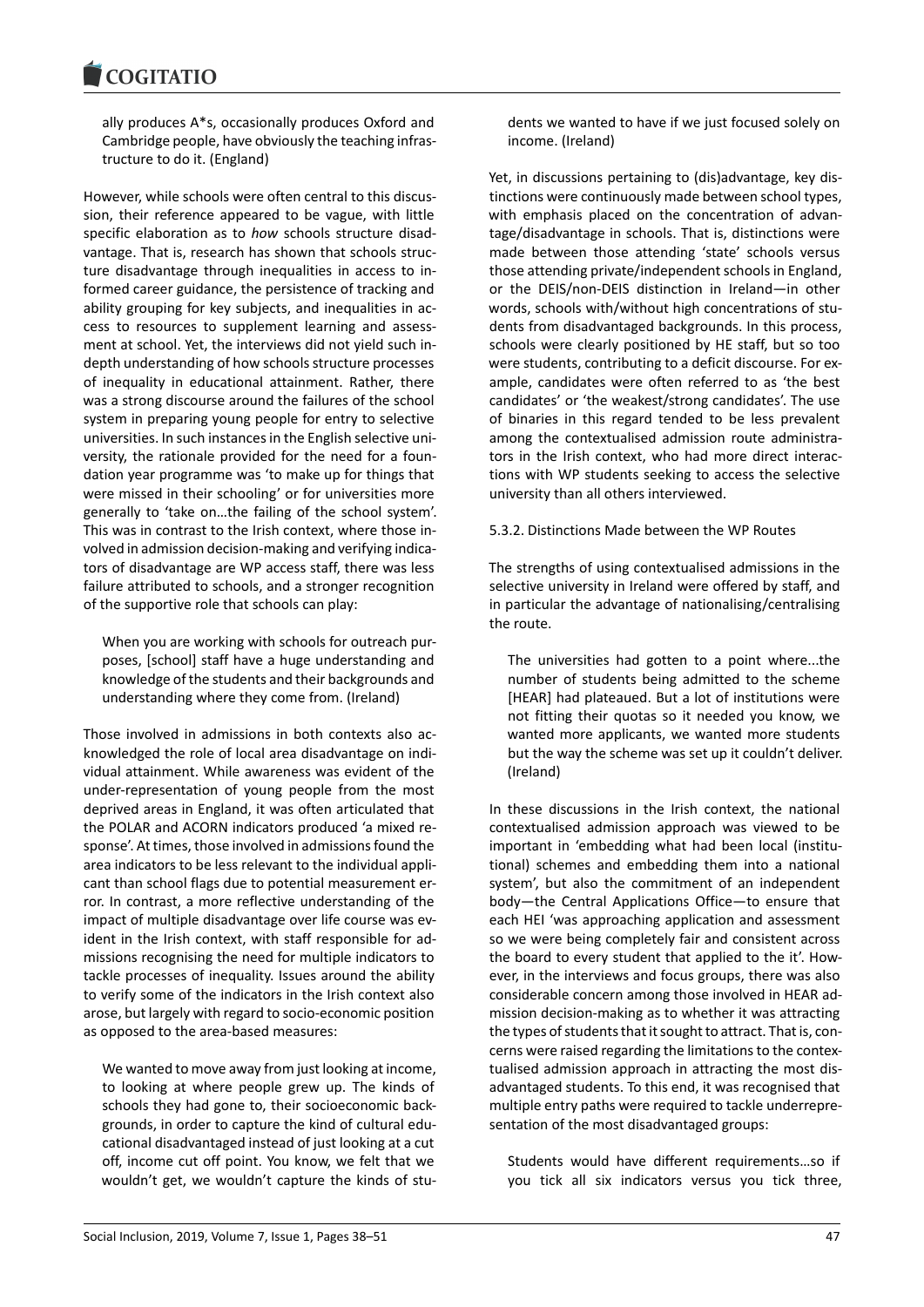ally produces A*s, occasionally produces Oxford and Cambridge people, have obviously the teaching infrastructure to do it. (England)

However, while schools were often central to this discussion, their reference appeared to be vague, with little specific elaboration as to *how* schools structure disadvantage. That is, research has shown that schools structure disadvantage through inequalities in access to informed career guidance, the persistence of tracking and ability grouping for key subjects, and inequalities in access to resources to supplement learning and assessment at school. Yet, the interviews did not yield such in-depth understanding of how schools structure processes of inequality in educational attainment. Rather, there was a strong discourse around the failures of the school system in preparing young people for entry to selective universities. In such instances in the English selective university, the rationale provided for the need for a foundation year programme was 'to make up for things that were missed in their schooling' or for universities more generally to 'take on…the failing of the school system'. This was in contrast to the Irish context, where those involved in admission decision-making and verifying indicators of disadvantage are WP access staff, there was less failure attributed to schools, and a stronger recognition of the supportive role that schools can play:

> When you are working with schools for outreach purposes, [school] staff have a huge understanding and knowledge of the students and their backgrounds and understanding where they come from. (Ireland)

Those involved in admissions in both contexts also acknowledged the role of local area disadvantage on individual attainment. While awareness was evident of the under-representation of young people from the most deprived areas in England, it was often articulated that the POLAR and ACORN indicators produced 'a mixed response'. At times, those involved in admissions found the area indicators to be less relevant to the individual applicant than school flags due to potential measurement error. In contrast, a more reflective understanding of the impact of multiple disadvantage over life course was evident in the Irish context, with staff responsible for admissions recognising the need for multiple indicators to tackle processes of inequality. Issues around the ability to verify some of the indicators in the Irish context also arose, but largely with regard to socio-economic position as opposed to the area-based measures:

> We wanted to move away from just looking at income, to looking at where people grew up. The kinds of schools they had gone to, their socioeconomic backgrounds, in order to capture the kind of cultural educational disadvantaged instead of just looking at a cut off, income cut off point. You know, we felt that we wouldn't get, we wouldn't capture the kinds of students we wanted to have if we just focused solely on income. (Ireland)

Yet, in discussions pertaining to (dis)advantage, key distinctions were continuously made between school types, with emphasis placed on the concentration of advantage/disadvantage in schools. That is, distinctions were made between those attending 'state' schools versus those attending private/independent schools in England, or the DEIS/non-DEIS distinction in Ireland—in other words, schools with/without high concentrations of students from disadvantaged backgrounds. In this process, schools were clearly positioned by HE staff, but so too were students, contributing to a deficit discourse. For example, candidates were often referred to as 'the best candidates' or 'the weakest/strong candidates'. The use of binaries in this regard tended to be less prevalent among the contextualised admission route administrators in the Irish context, who had more direct interactions with WP students seeking to access the selective university than all others interviewed.

#### 5.3.2. Distinctions Made between the WP Routes

The strengths of using contextualised admissions in the selective university in Ireland were offered by staff, and in particular the advantage of nationalising/centralising the route.

> The universities had gotten to a point where...the number of students being admitted to the scheme [HEAR] had plateaued. But a lot of institutions were not fitting their quotas so it needed you know, we wanted more applicants, we wanted more students but the way the scheme was set up it couldn't deliver. (Ireland)

In these discussions in the Irish context, the national contextualised admission approach was viewed to be important in 'embedding what had been local (institutional) schemes and embedding them into a national system', but also the commitment of an independent body—the Central Applications Office—to ensure that each HEI 'was approaching application and assessment so we were being completely fair and consistent across the board to every student that applied to the it'. However, in the interviews and focus groups, there was also considerable concern among those involved in HEAR admission decision-making as to whether it was attracting the types of students that it sought to attract. That is, concerns were raised regarding the limitations to the contextualised admission approach in attracting the most disadvantaged students. To this end, it was recognised that multiple entry paths were required to tackle underrepresentation of the most disadvantaged groups:

> Students would have different requirements…so if you tick all six indicators versus you tick three,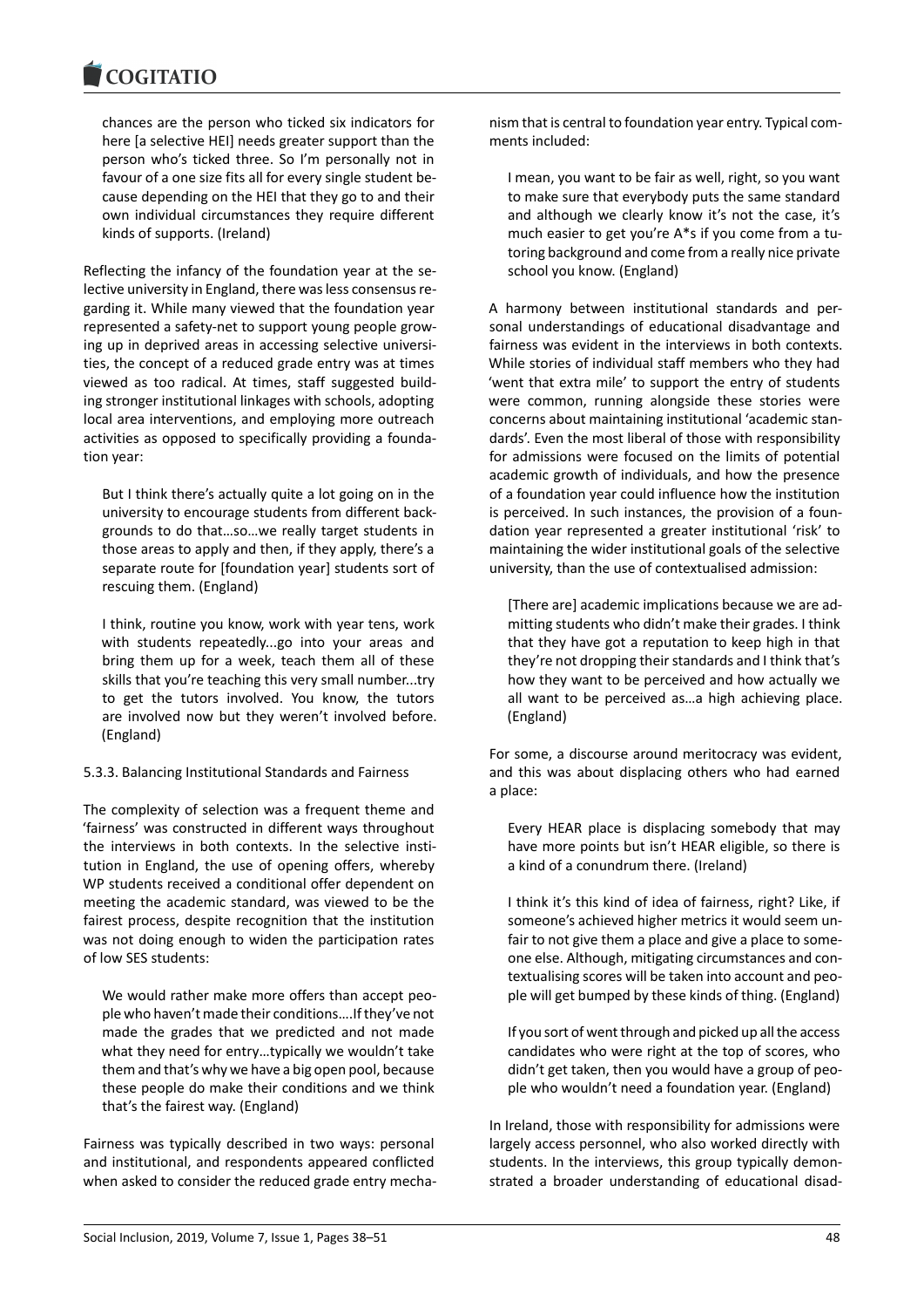> chances are the person who ticked six indicators for here [a selective HEI] needs greater support than the person who's ticked three. So I'm personally not in favour of a one size fits all for every single student because depending on the HEI that they go to and their own individual circumstances they require different kinds of supports. (Ireland)

Reflecting the infancy of the foundation year at the selective university in England, there was less consensus regarding it. While many viewed that the foundation year represented a safety-net to support young people growing up in deprived areas in accessing selective universities, the concept of a reduced grade entry was at times viewed as too radical. At times, staff suggested building stronger institutional linkages with schools, adopting local area interventions, and employing more outreach activities as opposed to specifically providing a foundation year:

> But I think there's actually quite a lot going on in the university to encourage students from different backgrounds to do that…so…we really target students in those areas to apply and then, if they apply, there's a separate route for [foundation year] students sort of rescuing them. (England)

> I think, routine you know, work with year tens, work with students repeatedly...go into your areas and bring them up for a week, teach them all of these skills that you're teaching this very small number...try to get the tutors involved. You know, the tutors are involved now but they weren't involved before. (England)

#### 5.3.3. Balancing Institutional Standards and Fairness

The complexity of selection was a frequent theme and 'fairness' was constructed in different ways throughout the interviews in both contexts. In the selective institution in England, the use of opening offers, whereby WP students received a conditional offer dependent on meeting the academic standard, was viewed to be the fairest process, despite recognition that the institution was not doing enough to widen the participation rates of low SES students:

> We would rather make more offers than accept people who haven't made their conditions….If they've not made the grades that we predicted and not made what they need for entry…typically we wouldn't take them and that's why we have a big open pool, because these people do make their conditions and we think that's the fairest way. (England)

Fairness was typically described in two ways: personal and institutional, and respondents appeared conflicted when asked to consider the reduced grade entry mechanism that is central to foundation year entry. Typical comments included:

> I mean, you want to be fair as well, right, so you want to make sure that everybody puts the same standard and although we clearly know it's not the case, it's much easier to get you're A*s if you come from a tutoring background and come from a really nice private school you know. (England)

A harmony between institutional standards and personal understandings of educational disadvantage and fairness was evident in the interviews in both contexts. While stories of individual staff members who they had 'went that extra mile' to support the entry of students were common, running alongside these stories were concerns about maintaining institutional 'academic standards'. Even the most liberal of those with responsibility for admissions were focused on the limits of potential academic growth of individuals, and how the presence of a foundation year could influence how the institution is perceived. In such instances, the provision of a foundation year represented a greater institutional 'risk' to maintaining the wider institutional goals of the selective university, than the use of contextualised admission:

> [There are] academic implications because we are admitting students who didn't make their grades. I think that they have got a reputation to keep high in that they're not dropping their standards and I think that's how they want to be perceived and how actually we all want to be perceived as…a high achieving place. (England)

For some, a discourse around meritocracy was evident, and this was about displacing others who had earned a place:

> Every HEAR place is displacing somebody that may have more points but isn't HEAR eligible, so there is a kind of a conundrum there. (Ireland)

> I think it's this kind of idea of fairness, right? Like, if someone's achieved higher metrics it would seem unfair to not give them a place and give a place to someone else. Although, mitigating circumstances and contextualising scores will be taken into account and people will get bumped by these kinds of thing. (England)

> If you sort of went through and picked up all the access candidates who were right at the top of scores, who didn't get taken, then you would have a group of people who wouldn't need a foundation year. (England)

In Ireland, those with responsibility for admissions were largely access personnel, who also worked directly with students. In the interviews, this group typically demonstrated a broader understanding of educational disad-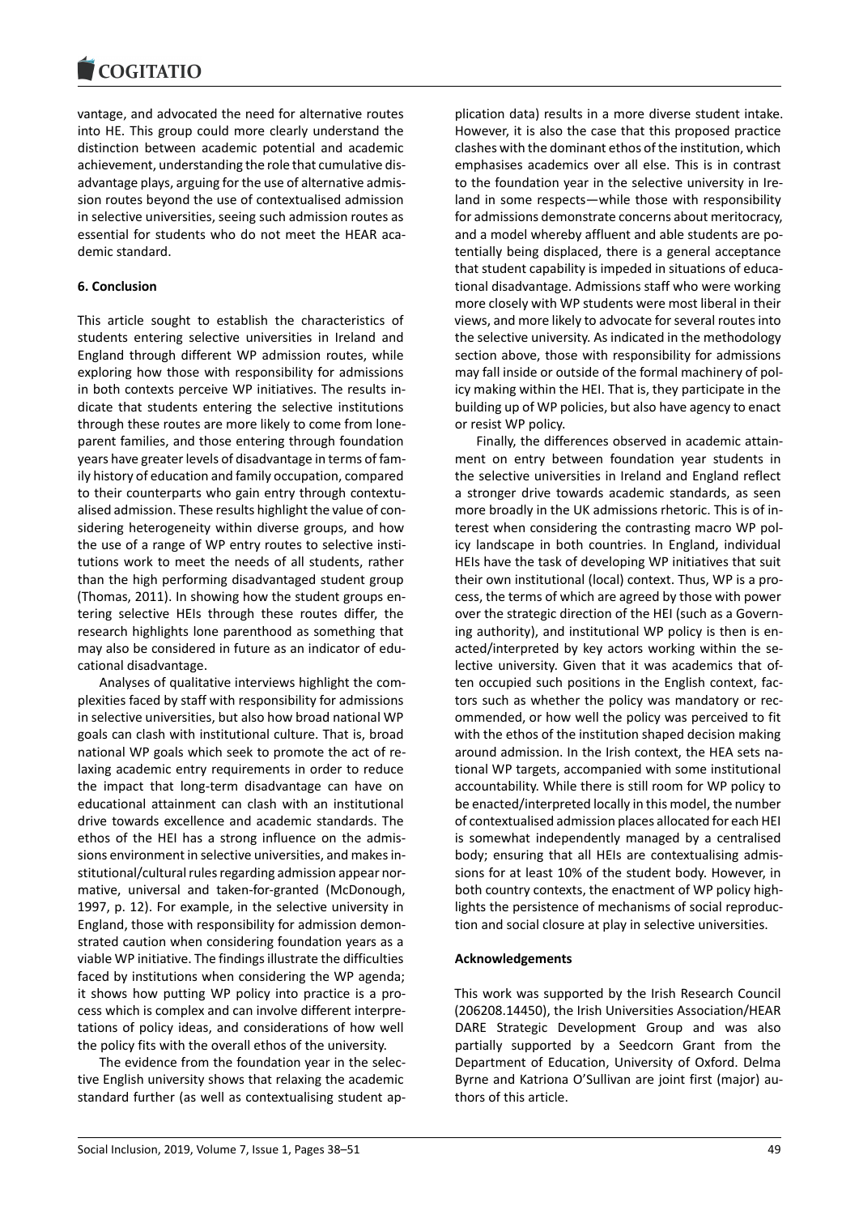vantage, and advocated the need for alternative routes into HE. This group could more clearly understand the distinction between academic potential and academic achievement, understanding the role that cumulative disadvantage plays, arguing for the use of alternative admission routes beyond the use of contextualised admission in selective universities, seeing such admission routes as essential for students who do not meet the HEAR academic standard.

**6. Conclusion**

This article sought to establish the characteristics of students entering selective universities in Ireland and England through different WP admission routes, while exploring how those with responsibility for admissions in both contexts perceive WP initiatives. The results indicate that students entering the selective institutions through these routes are more likely to come from lone-parent families, and those entering through foundation years have greater levels of disadvantage in terms of family history of education and family occupation, compared to their counterparts who gain entry through contextualised admission. These results highlight the value of considering heterogeneity within diverse groups, and how the use of a range of WP entry routes to selective institutions work to meet the needs of all students, rather than the high performing disadvantaged student group (Thomas, 2011). In showing how the student groups entering selective HEIs through these routes differ, the research highlights lone parenthood as something that may also be considered in future as an indicator of educational disadvantage.

Analyses of qualitative interviews highlight the complexities faced by staff with responsibility for admissions in selective universities, but also how broad national WP goals can clash with institutional culture. That is, broad national WP goals which seek to promote the act of relaxing academic entry requirements in order to reduce the impact that long-term disadvantage can have on educational attainment can clash with an institutional drive towards excellence and academic standards. The ethos of the HEI has a strong influence on the admissions environment in selective universities, and makes institutional/cultural rules regarding admission appear normative, universal and taken-for-granted (McDonough, 1997, p. 12). For example, in the selective university in England, those with responsibility for admission demonstrated caution when considering foundation years as a viable WP initiative. The findings illustrate the difficulties faced by institutions when considering the WP agenda; it shows how putting WP policy into practice is a process which is complex and can involve different interpretations of policy ideas, and considerations of how well the policy fits with the overall ethos of the university.

The evidence from the foundation year in the selective English university shows that relaxing the academic standard further (as well as contextualising student application data) results in a more diverse student intake. However, it is also the case that this proposed practice clashes with the dominant ethos of the institution, which emphasises academics over all else. This is in contrast to the foundation year in the selective university in Ireland in some respects—while those with responsibility for admissions demonstrate concerns about meritocracy, and a model whereby affluent and able students are potentially being displaced, there is a general acceptance that student capability is impeded in situations of educational disadvantage. Admissions staff who were working more closely with WP students were most liberal in their views, and more likely to advocate for several routes into the selective university. As indicated in the methodology section above, those with responsibility for admissions may fall inside or outside of the formal machinery of policy making within the HEI. That is, they participate in the building up of WP policies, but also have agency to enact or resist WP policy.

Finally, the differences observed in academic attainment on entry between foundation year students in the selective universities in Ireland and England reflect a stronger drive towards academic standards, as seen more broadly in the UK admissions rhetoric. This is of interest when considering the contrasting macro WP policy landscape in both countries. In England, individual HEIs have the task of developing WP initiatives that suit their own institutional (local) context. Thus, WP is a process, the terms of which are agreed by those with power over the strategic direction of the HEI (such as a Governing authority), and institutional WP policy is then is enacted/interpreted by key actors working within the selective university. Given that it was academics that often occupied such positions in the English context, factors such as whether the policy was mandatory or recommended, or how well the policy was perceived to fit with the ethos of the institution shaped decision making around admission. In the Irish context, the HEA sets national WP targets, accompanied with some institutional accountability. While there is still room for WP policy to be enacted/interpreted locally in this model, the number of contextualised admission places allocated for each HEI is somewhat independently managed by a centralised body; ensuring that all HEIs are contextualising admissions for at least 10% of the student body. However, in both country contexts, the enactment of WP policy highlights the persistence of mechanisms of social reproduction and social closure at play in selective universities.

**Acknowledgements**

This work was supported by the Irish Research Council (206208.14450), the Irish Universities Association/HEAR DARE Strategic Development Group and was also partially supported by a Seedcorn Grant from the Department of Education, University of Oxford. Delma Byrne and Katriona O'Sullivan are joint first (major) authors of this article.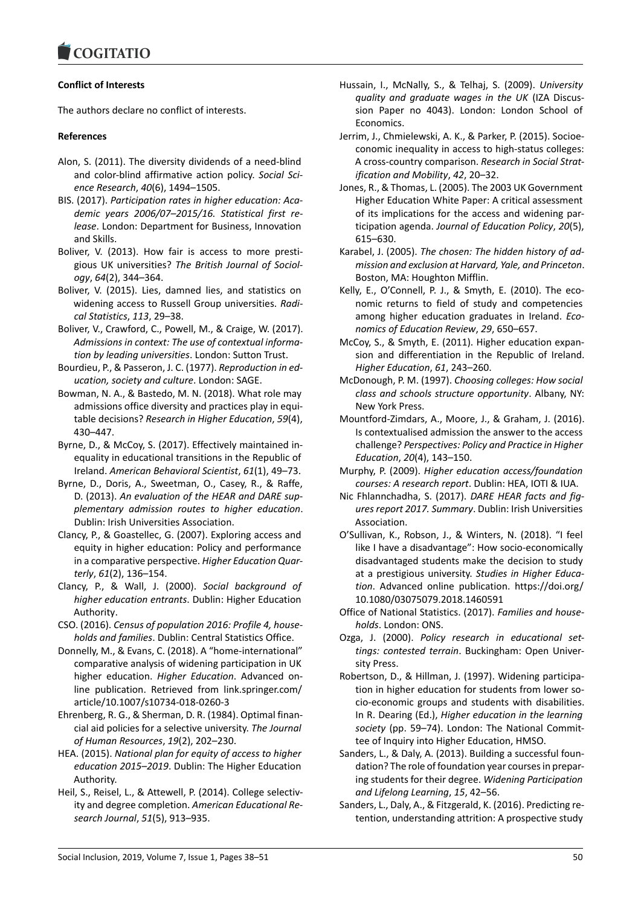**Conflict of Interests**

The authors declare no conflict of interests.

**References**

Alon, S. (2011). The diversity dividends of a need-blind and color-blind affirmative action policy. *Social Science Research*, *40*(6), 1494–1505.

BIS. (2017). *Participation rates in higher education: Academic years 2006/07–2015/16. Statistical first release*. London: Department for Business, Innovation and Skills.

Boliver, V. (2013). How fair is access to more prestigious UK universities? *The British Journal of Sociology*, *64*(2), 344–364.

Boliver, V. (2015). Lies, damned lies, and statistics on widening access to Russell Group universities. *Radical Statistics*, *113*, 29–38.

Boliver, V., Crawford, C., Powell, M., & Craige, W. (2017). *Admissions in context: The use of contextual information by leading universities*. London: Sutton Trust.

Bourdieu, P., & Passeron, J. C. (1977). *Reproduction in education, society and culture*. London: SAGE.

Bowman, N. A., & Bastedo, M. N. (2018). What role may admissions office diversity and practices play in equitable decisions? *Research in Higher Education*, *59*(4), 430–447.

Byrne, D., & McCoy, S. (2017). Effectively maintained inequality in educational transitions in the Republic of Ireland. *American Behavioral Scientist*, *61*(1), 49–73.

Byrne, D., Doris, A., Sweetman, O., Casey, R., & Raffe, D. (2013). *An evaluation of the HEAR and DARE supplementary admission routes to higher education*. Dublin: Irish Universities Association.

Clancy, P., & Goastellec, G. (2007). Exploring access and equity in higher education: Policy and performance in a comparative perspective. *Higher Education Quarterly*, *61*(2), 136–154.

Clancy, P., & Wall, J. (2000). *Social background of higher education entrants*. Dublin: Higher Education Authority.

CSO. (2016). *Census of population 2016: Profile 4, households and families*. Dublin: Central Statistics Office.

Donnelly, M., & Evans, C. (2018). A "home-international" comparative analysis of widening participation in UK higher education. *Higher Education*. Advanced online publication. Retrieved from link.springer.com/article/10.1007/s10734-018-0260-3

Ehrenberg, R. G., & Sherman, D. R. (1984). Optimal financial aid policies for a selective university. *The Journal of Human Resources*, *19*(2), 202–230.

HEA. (2015). *National plan for equity of access to higher education 2015–2019*. Dublin: The Higher Education Authority.

Heil, S., Reisel, L., & Attewell, P. (2014). College selectivity and degree completion. *American Educational Research Journal*, *51*(5), 913–935.

Hussain, I., McNally, S., & Telhaj, S. (2009). *University quality and graduate wages in the UK* (IZA Discussion Paper no 4043). London: London School of Economics.

Jerrim, J., Chmielewski, A. K., & Parker, P. (2015). Socioeconomic inequality in access to high-status colleges: A cross-country comparison. *Research in Social Stratification and Mobility*, *42*, 20–32.

Jones, R., & Thomas, L. (2005). The 2003 UK Government Higher Education White Paper: A critical assessment of its implications for the access and widening participation agenda. *Journal of Education Policy*, *20*(5), 615–630.

Karabel, J. (2005). *The chosen: The hidden history of admission and exclusion at Harvard, Yale, and Princeton*. Boston, MA: Houghton Mifflin.

Kelly, E., O'Connell, P. J., & Smyth, E. (2010). The economic returns to field of study and competencies among higher education graduates in Ireland. *Economics of Education Review*, *29*, 650–657.

McCoy, S., & Smyth, E. (2011). Higher education expansion and differentiation in the Republic of Ireland. *Higher Education*, *61*, 243–260.

McDonough, P. M. (1997). *Choosing colleges: How social class and schools structure opportunity*. Albany, NY: New York Press.

Mountford-Zimdars, A., Moore, J., & Graham, J. (2016). Is contextualised admission the answer to the access challenge? *Perspectives: Policy and Practice in Higher Education*, *20*(4), 143–150.

Murphy, P. (2009). *Higher education access/foundation courses: A research report*. Dublin: HEA, IOTI & IUA.

Nic Fhlannchadha, S. (2017). *DARE HEAR facts and figures report 2017. Summary*. Dublin: Irish Universities Association.

O'Sullivan, K., Robson, J., & Winters, N. (2018). "I feel like I have a disadvantage": How socio-economically disadvantaged students make the decision to study at a prestigious university. *Studies in Higher Education*. Advanced online publication. https://doi.org/10.1080/03075079.2018.1460591

Office of National Statistics. (2017). *Families and households*. London: ONS.

Ozga, J. (2000). *Policy research in educational settings: contested terrain*. Buckingham: Open University Press.

Robertson, D., & Hillman, J. (1997). Widening participation in higher education for students from lower socio-economic groups and students with disabilities. In R. Dearing (Ed.), *Higher education in the learning society* (pp. 59–74). London: The National Committee of Inquiry into Higher Education, HMSO.

Sanders, L., & Daly, A. (2013). Building a successful foundation? The role of foundation year courses in preparing students for their degree. *Widening Participation and Lifelong Learning*, *15*, 42–56.

Sanders, L., Daly, A., & Fitzgerald, K. (2016). Predicting retention, understanding attrition: A prospective study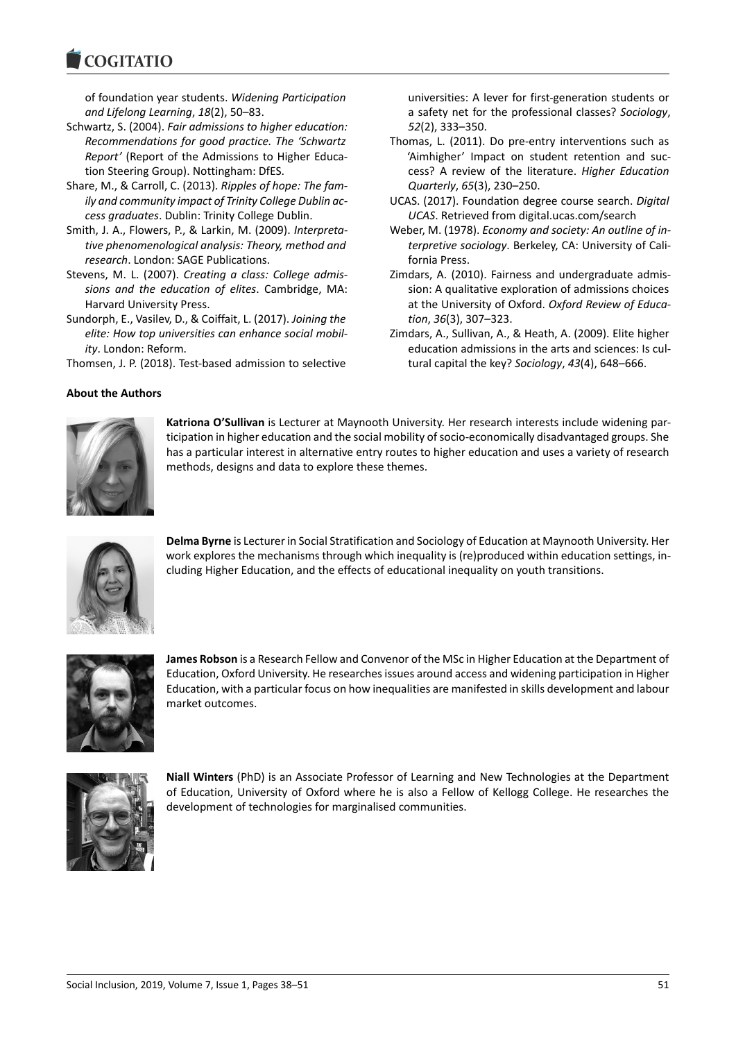of foundation year students. *Widening Participation and Lifelong Learning*, *18*(2), 50–83.

Schwartz, S. (2004). *Fair admissions to higher education: Recommendations for good practice. The 'Schwartz Report'* (Report of the Admissions to Higher Education Steering Group). Nottingham: DfES.

Share, M., & Carroll, C. (2013). *Ripples of hope: The family and community impact of Trinity College Dublin access graduates*. Dublin: Trinity College Dublin.

Smith, J. A., Flowers, P., & Larkin, M. (2009). *Interpretative phenomenological analysis: Theory, method and research*. London: SAGE Publications.

Stevens, M. L. (2007). *Creating a class: College admissions and the education of elites*. Cambridge, MA: Harvard University Press.

Sundorph, E., Vasilev, D., & Coiffait, L. (2017). *Joining the elite: How top universities can enhance social mobility*. London: Reform.

Thomsen, J. P. (2018). Test-based admission to selective universities: A lever for first-generation students or a safety net for the professional classes? *Sociology*, *52*(2), 333–350.

Thomas, L. (2011). Do pre-entry interventions such as 'Aimhigher' Impact on student retention and success? A review of the literature. *Higher Education Quarterly*, *65*(3), 230–250.

UCAS. (2017). Foundation degree course search. *Digital UCAS*. Retrieved from digital.ucas.com/search

Weber, M. (1978). *Economy and society: An outline of interpretive sociology*. Berkeley, CA: University of California Press.

Zimdars, A. (2010). Fairness and undergraduate admission: A qualitative exploration of admissions choices at the University of Oxford. *Oxford Review of Education*, *36*(3), 307–323.

Zimdars, A., Sullivan, A., & Heath, A. (2009). Elite higher education admissions in the arts and sciences: Is cultural capital the key? *Sociology*, *43*(4), 648–666.

**About the Authors**

**Katriona O'Sullivan** is Lecturer at Maynooth University. Her research interests include widening participation in higher education and the social mobility of socio-economically disadvantaged groups. She has a particular interest in alternative entry routes to higher education and uses a variety of research methods, designs and data to explore these themes.

**Delma Byrne** is Lecturer in Social Stratification and Sociology of Education at Maynooth University. Her work explores the mechanisms through which inequality is (re)produced within education settings, including Higher Education, and the effects of educational inequality on youth transitions.

**James Robson** is a Research Fellow and Convenor of the MSc in Higher Education at the Department of Education, Oxford University. He researches issues around access and widening participation in Higher Education, with a particular focus on how inequalities are manifested in skills development and labour market outcomes.

**Niall Winters** (PhD) is an Associate Professor of Learning and New Technologies at the Department of Education, University of Oxford where he is also a Fellow of Kellogg College. He researches the development of technologies for marginalised communities.